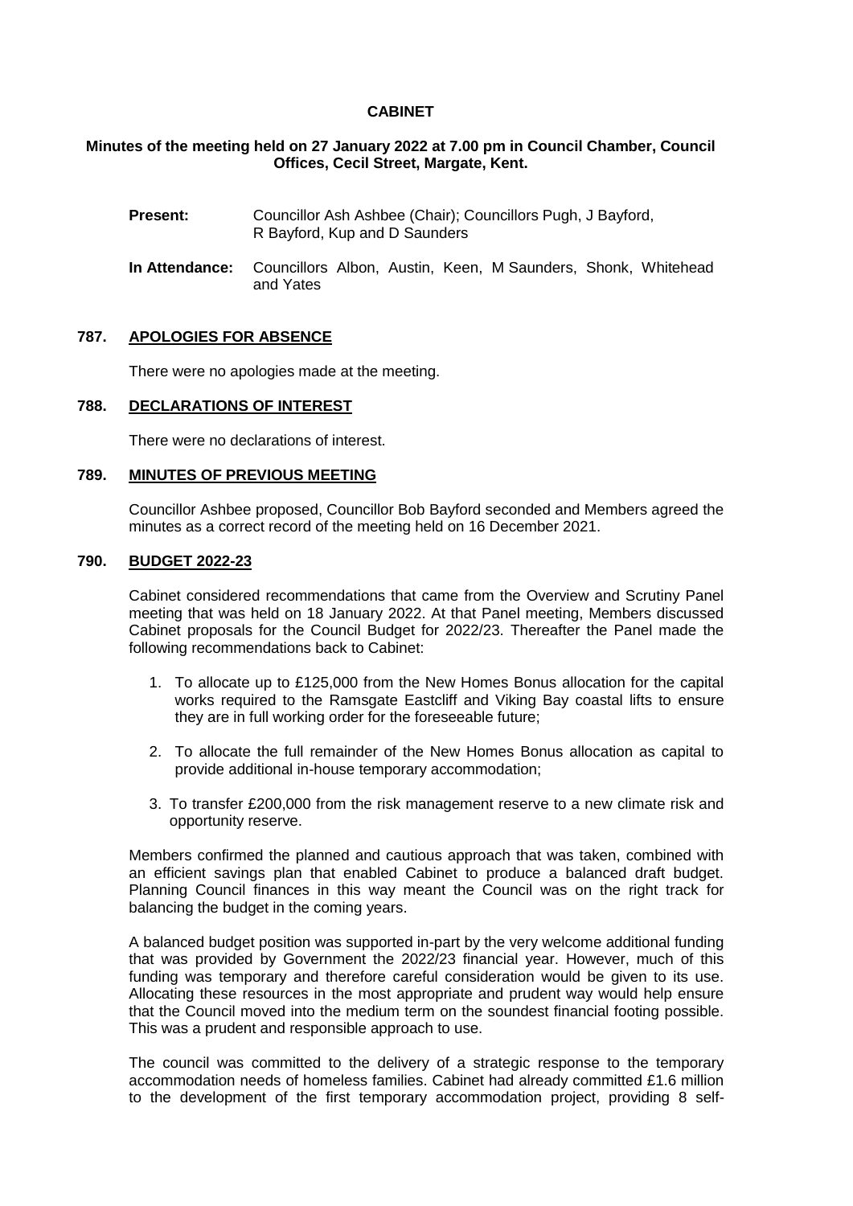# CABINET

**Minutes of the meeting held on 27 January 2022 at 7.00 pm in Council Chamber, Council Offices, Cecil Street, Margate, Kent.**

**Present:** Councillor Ash Ashbee (Chair); Councillors Pugh, J Bayford, R Bayford, Kup and D Saunders

**In Attendance:** Councillors Albon, Austin, Keen, M Saunders, Shonk, Whitehead and Yates

## 787. APOLOGIES FOR ABSENCE

There were no apologies made at the meeting.

## 788. DECLARATIONS OF INTEREST

There were no declarations of interest.

## 789. MINUTES OF PREVIOUS MEETING

Councillor Ashbee proposed, Councillor Bob Bayford seconded and Members agreed the minutes as a correct record of the meeting held on 16 December 2021.

## 790. BUDGET 2022-23

Cabinet considered recommendations that came from the Overview and Scrutiny Panel meeting that was held on 18 January 2022. At that Panel meeting, Members discussed Cabinet proposals for the Council Budget for 2022/23. Thereafter the Panel made the following recommendations back to Cabinet:

1. To allocate up to £125,000 from the New Homes Bonus allocation for the capital works required to the Ramsgate Eastcliff and Viking Bay coastal lifts to ensure they are in full working order for the foreseeable future;
2. To allocate the full remainder of the New Homes Bonus allocation as capital to provide additional in-house temporary accommodation;
3. To transfer £200,000 from the risk management reserve to a new climate risk and opportunity reserve.

Members confirmed the planned and cautious approach that was taken, combined with an efficient savings plan that enabled Cabinet to produce a balanced draft budget. Planning Council finances in this way meant the Council was on the right track for balancing the budget in the coming years.

A balanced budget position was supported in-part by the very welcome additional funding that was provided by Government the 2022/23 financial year. However, much of this funding was temporary and therefore careful consideration would be given to its use. Allocating these resources in the most appropriate and prudent way would help ensure that the Council moved into the medium term on the soundest financial footing possible. This was a prudent and responsible approach to use.

The council was committed to the delivery of a strategic response to the temporary accommodation needs of homeless families. Cabinet had already committed £1.6 million to the development of the first temporary accommodation project, providing 8 self-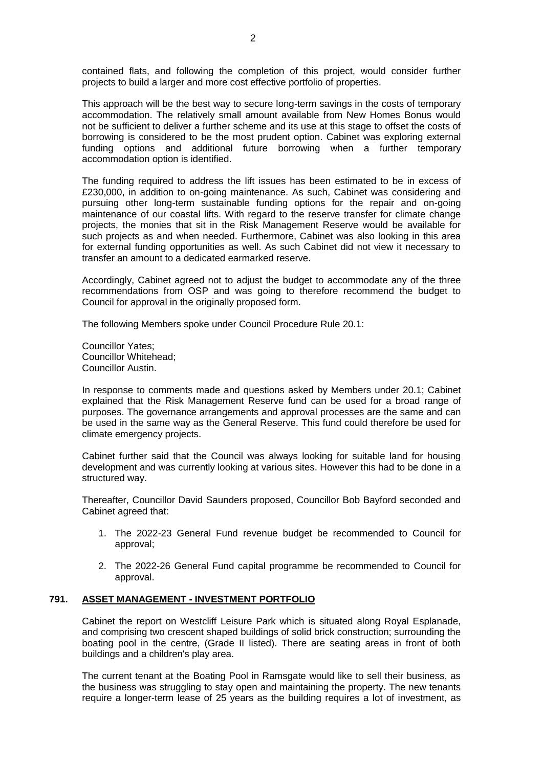contained flats, and following the completion of this project, would consider further projects to build a larger and more cost effective portfolio of properties.

This approach will be the best way to secure long-term savings in the costs of temporary accommodation. The relatively small amount available from New Homes Bonus would not be sufficient to deliver a further scheme and its use at this stage to offset the costs of borrowing is considered to be the most prudent option. Cabinet was exploring external funding options and additional future borrowing when a further temporary accommodation option is identified.

The funding required to address the lift issues has been estimated to be in excess of £230,000, in addition to on-going maintenance. As such, Cabinet was considering and pursuing other long-term sustainable funding options for the repair and on-going maintenance of our coastal lifts. With regard to the reserve transfer for climate change projects, the monies that sit in the Risk Management Reserve would be available for such projects as and when needed. Furthermore, Cabinet was also looking in this area for external funding opportunities as well. As such Cabinet did not view it necessary to transfer an amount to a dedicated earmarked reserve.

Accordingly, Cabinet agreed not to adjust the budget to accommodate any of the three recommendations from OSP and was going to therefore recommend the budget to Council for approval in the originally proposed form.

The following Members spoke under Council Procedure Rule 20.1:

Councillor Yates;
Councillor Whitehead;
Councillor Austin.

In response to comments made and questions asked by Members under 20.1; Cabinet explained that the Risk Management Reserve fund can be used for a broad range of purposes. The governance arrangements and approval processes are the same and can be used in the same way as the General Reserve. This fund could therefore be used for climate emergency projects.

Cabinet further said that the Council was always looking for suitable land for housing development and was currently looking at various sites. However this had to be done in a structured way.

Thereafter, Councillor David Saunders proposed, Councillor Bob Bayford seconded and Cabinet agreed that:

1. The 2022-23 General Fund revenue budget be recommended to Council for approval;
2. The 2022-26 General Fund capital programme be recommended to Council for approval.

### 791. ASSET MANAGEMENT - INVESTMENT PORTFOLIO

Cabinet the report on Westcliff Leisure Park which is situated along Royal Esplanade, and comprising two crescent shaped buildings of solid brick construction; surrounding the boating pool in the centre, (Grade II listed). There are seating areas in front of both buildings and a children's play area.

The current tenant at the Boating Pool in Ramsgate would like to sell their business, as the business was struggling to stay open and maintaining the property. The new tenants require a longer-term lease of 25 years as the building requires a lot of investment, as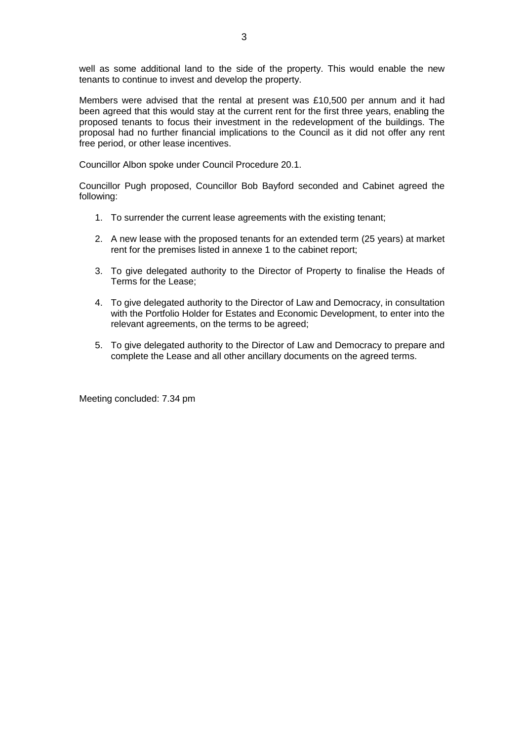well as some additional land to the side of the property. This would enable the new tenants to continue to invest and develop the property.

Members were advised that the rental at present was £10,500 per annum and it had been agreed that this would stay at the current rent for the first three years, enabling the proposed tenants to focus their investment in the redevelopment of the buildings. The proposal had no further financial implications to the Council as it did not offer any rent free period, or other lease incentives.

Councillor Albon spoke under Council Procedure 20.1.

Councillor Pugh proposed, Councillor Bob Bayford seconded and Cabinet agreed the following:

1. To surrender the current lease agreements with the existing tenant;
2. A new lease with the proposed tenants for an extended term (25 years) at market rent for the premises listed in annexe 1 to the cabinet report;
3. To give delegated authority to the Director of Property to finalise the Heads of Terms for the Lease;
4. To give delegated authority to the Director of Law and Democracy, in consultation with the Portfolio Holder for Estates and Economic Development, to enter into the relevant agreements, on the terms to be agreed;
5. To give delegated authority to the Director of Law and Democracy to prepare and complete the Lease and all other ancillary documents on the agreed terms.

Meeting concluded: 7.34 pm